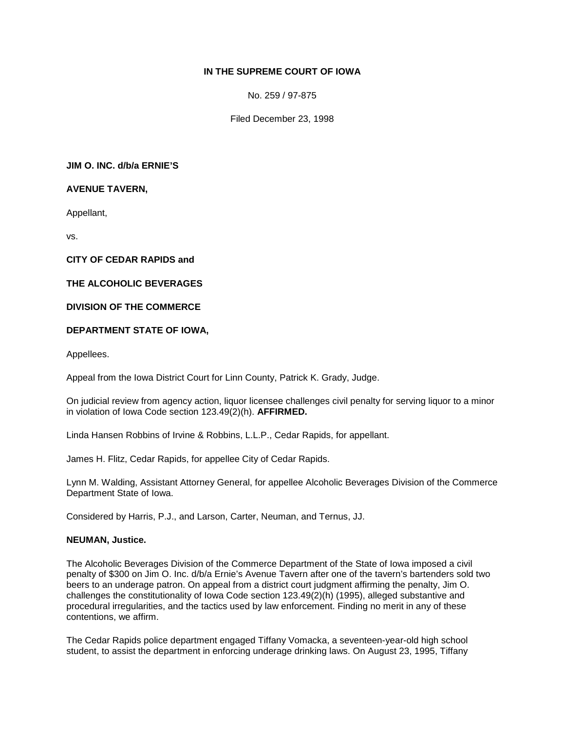**IN THE SUPREME COURT OF IOWA**

No. 259 / 97-875

Filed December 23, 1998

**JIM O. INC. d/b/a ERNIE'S**

**AVENUE TAVERN,**

Appellant,

vs.

**CITY OF CEDAR RAPIDS and**

**THE ALCOHOLIC BEVERAGES**

**DIVISION OF THE COMMERCE**

**DEPARTMENT STATE OF IOWA,**

Appellees.

Appeal from the Iowa District Court for Linn County, Patrick K. Grady, Judge.

On judicial review from agency action, liquor licensee challenges civil penalty for serving liquor to a minor in violation of Iowa Code section 123.49(2)(h). **AFFIRMED.**

Linda Hansen Robbins of Irvine & Robbins, L.L.P., Cedar Rapids, for appellant.

James H. Flitz, Cedar Rapids, for appellee City of Cedar Rapids.

Lynn M. Walding, Assistant Attorney General, for appellee Alcoholic Beverages Division of the Commerce Department State of Iowa.

Considered by Harris, P.J., and Larson, Carter, Neuman, and Ternus, JJ.

**NEUMAN, Justice.**

The Alcoholic Beverages Division of the Commerce Department of the State of Iowa imposed a civil penalty of $300 on Jim O. Inc. d/b/a Ernie's Avenue Tavern after one of the tavern's bartenders sold two beers to an underage patron. On appeal from a district court judgment affirming the penalty, Jim O. challenges the constitutionality of Iowa Code section 123.49(2)(h) (1995), alleged substantive and procedural irregularities, and the tactics used by law enforcement. Finding no merit in any of these contentions, we affirm.

The Cedar Rapids police department engaged Tiffany Vomacka, a seventeen-year-old high school student, to assist the department in enforcing underage drinking laws. On August 23, 1995, Tiffany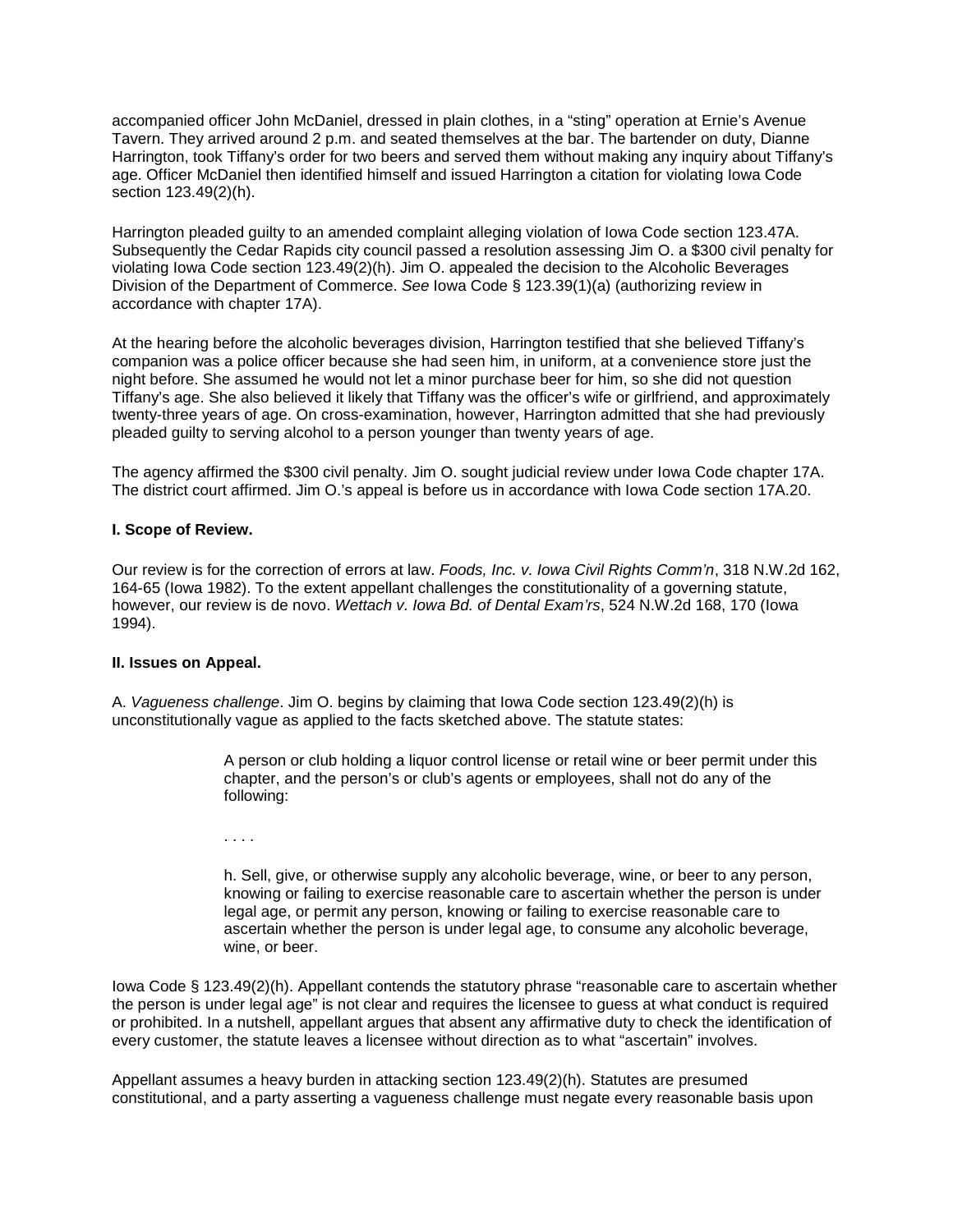accompanied officer John McDaniel, dressed in plain clothes, in a "sting" operation at Ernie's Avenue Tavern. They arrived around 2 p.m. and seated themselves at the bar. The bartender on duty, Dianne Harrington, took Tiffany's order for two beers and served them without making any inquiry about Tiffany's age. Officer McDaniel then identified himself and issued Harrington a citation for violating Iowa Code section 123.49(2)(h).

Harrington pleaded guilty to an amended complaint alleging violation of Iowa Code section 123.47A. Subsequently the Cedar Rapids city council passed a resolution assessing Jim O. a $300 civil penalty for violating Iowa Code section 123.49(2)(h). Jim O. appealed the decision to the Alcoholic Beverages Division of the Department of Commerce. *See* Iowa Code § 123.39(1)(a) (authorizing review in accordance with chapter 17A).

At the hearing before the alcoholic beverages division, Harrington testified that she believed Tiffany's companion was a police officer because she had seen him, in uniform, at a convenience store just the night before. She assumed he would not let a minor purchase beer for him, so she did not question Tiffany's age. She also believed it likely that Tiffany was the officer's wife or girlfriend, and approximately twenty-three years of age. On cross-examination, however, Harrington admitted that she had previously pleaded guilty to serving alcohol to a person younger than twenty years of age.

The agency affirmed the $300 civil penalty. Jim O. sought judicial review under Iowa Code chapter 17A. The district court affirmed. Jim O.'s appeal is before us in accordance with Iowa Code section 17A.20.

**I. Scope of Review.**

Our review is for the correction of errors at law. *Foods, Inc. v. Iowa Civil Rights Comm'n*, 318 N.W.2d 162, 164-65 (Iowa 1982). To the extent appellant challenges the constitutionality of a governing statute, however, our review is de novo. *Wettach v. Iowa Bd. of Dental Exam'rs*, 524 N.W.2d 168, 170 (Iowa 1994).

**II. Issues on Appeal.**

A. *Vagueness challenge*. Jim O. begins by claiming that Iowa Code section 123.49(2)(h) is unconstitutionally vague as applied to the facts sketched above. The statute states:

> A person or club holding a liquor control license or retail wine or beer permit under this chapter, and the person's or club's agents or employees, shall not do any of the following:
>
> . . . .
>
> h. Sell, give, or otherwise supply any alcoholic beverage, wine, or beer to any person, knowing or failing to exercise reasonable care to ascertain whether the person is under legal age, or permit any person, knowing or failing to exercise reasonable care to ascertain whether the person is under legal age, to consume any alcoholic beverage, wine, or beer.

Iowa Code § 123.49(2)(h). Appellant contends the statutory phrase "reasonable care to ascertain whether the person is under legal age" is not clear and requires the licensee to guess at what conduct is required or prohibited. In a nutshell, appellant argues that absent any affirmative duty to check the identification of every customer, the statute leaves a licensee without direction as to what "ascertain" involves.

Appellant assumes a heavy burden in attacking section 123.49(2)(h). Statutes are presumed constitutional, and a party asserting a vagueness challenge must negate every reasonable basis upon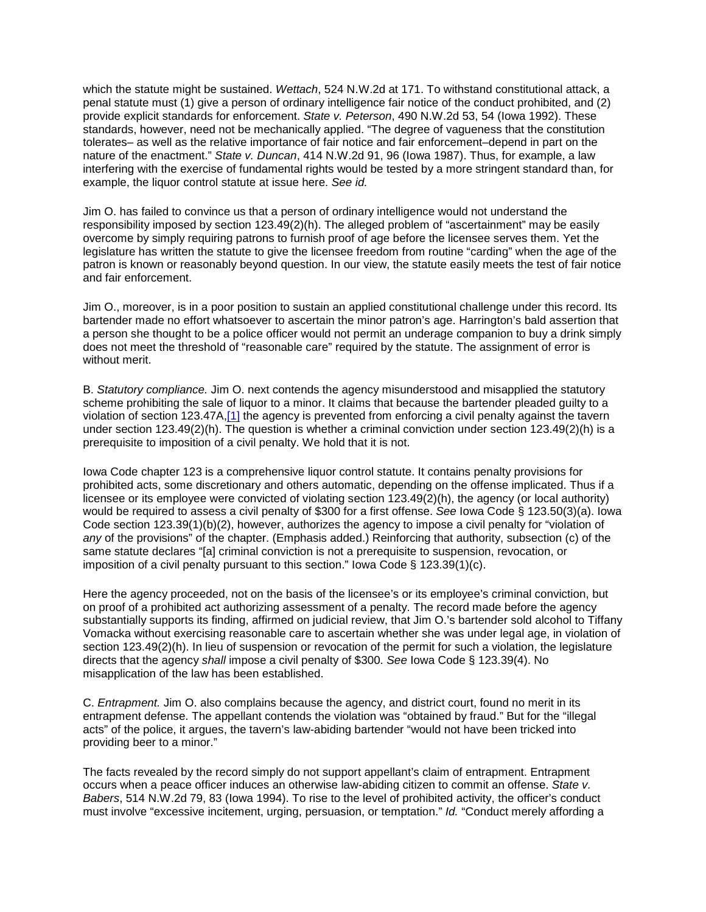which the statute might be sustained. *Wettach*, 524 N.W.2d at 171. To withstand constitutional attack, a penal statute must (1) give a person of ordinary intelligence fair notice of the conduct prohibited, and (2) provide explicit standards for enforcement. *State v. Peterson*, 490 N.W.2d 53, 54 (Iowa 1992). These standards, however, need not be mechanically applied. "The degree of vagueness that the constitution tolerates– as well as the relative importance of fair notice and fair enforcement–depend in part on the nature of the enactment." *State v. Duncan*, 414 N.W.2d 91, 96 (Iowa 1987). Thus, for example, a law interfering with the exercise of fundamental rights would be tested by a more stringent standard than, for example, the liquor control statute at issue here. *See id.*

Jim O. has failed to convince us that a person of ordinary intelligence would not understand the responsibility imposed by section 123.49(2)(h). The alleged problem of "ascertainment" may be easily overcome by simply requiring patrons to furnish proof of age before the licensee serves them. Yet the legislature has written the statute to give the licensee freedom from routine "carding" when the age of the patron is known or reasonably beyond question. In our view, the statute easily meets the test of fair notice and fair enforcement.

Jim O., moreover, is in a poor position to sustain an applied constitutional challenge under this record. Its bartender made no effort whatsoever to ascertain the minor patron's age. Harrington's bald assertion that a person she thought to be a police officer would not permit an underage companion to buy a drink simply does not meet the threshold of "reasonable care" required by the statute. The assignment of error is without merit.

B. *Statutory compliance.* Jim O. next contends the agency misunderstood and misapplied the statutory scheme prohibiting the sale of liquor to a minor. It claims that because the bartender pleaded guilty to a violation of section 123.47A,[1] the agency is prevented from enforcing a civil penalty against the tavern under section 123.49(2)(h). The question is whether a criminal conviction under section 123.49(2)(h) is a prerequisite to imposition of a civil penalty. We hold that it is not.

Iowa Code chapter 123 is a comprehensive liquor control statute. It contains penalty provisions for prohibited acts, some discretionary and others automatic, depending on the offense implicated. Thus if a licensee or its employee were convicted of violating section 123.49(2)(h), the agency (or local authority) would be required to assess a civil penalty of $300 for a first offense. *See* Iowa Code § 123.50(3)(a). Iowa Code section 123.39(1)(b)(2), however, authorizes the agency to impose a civil penalty for "violation of *any* of the provisions" of the chapter. (Emphasis added.) Reinforcing that authority, subsection (c) of the same statute declares "[a] criminal conviction is not a prerequisite to suspension, revocation, or imposition of a civil penalty pursuant to this section." Iowa Code § 123.39(1)(c).

Here the agency proceeded, not on the basis of the licensee's or its employee's criminal conviction, but on proof of a prohibited act authorizing assessment of a penalty. The record made before the agency substantially supports its finding, affirmed on judicial review, that Jim O.'s bartender sold alcohol to Tiffany Vomacka without exercising reasonable care to ascertain whether she was under legal age, in violation of section 123.49(2)(h). In lieu of suspension or revocation of the permit for such a violation, the legislature directs that the agency *shall* impose a civil penalty of $300. *See* Iowa Code § 123.39(4). No misapplication of the law has been established.

C. *Entrapment.* Jim O. also complains because the agency, and district court, found no merit in its entrapment defense. The appellant contends the violation was "obtained by fraud." But for the "illegal acts" of the police, it argues, the tavern's law-abiding bartender "would not have been tricked into providing beer to a minor."

The facts revealed by the record simply do not support appellant's claim of entrapment. Entrapment occurs when a peace officer induces an otherwise law-abiding citizen to commit an offense. *State v. Babers*, 514 N.W.2d 79, 83 (Iowa 1994). To rise to the level of prohibited activity, the officer's conduct must involve "excessive incitement, urging, persuasion, or temptation." *Id.* "Conduct merely affording a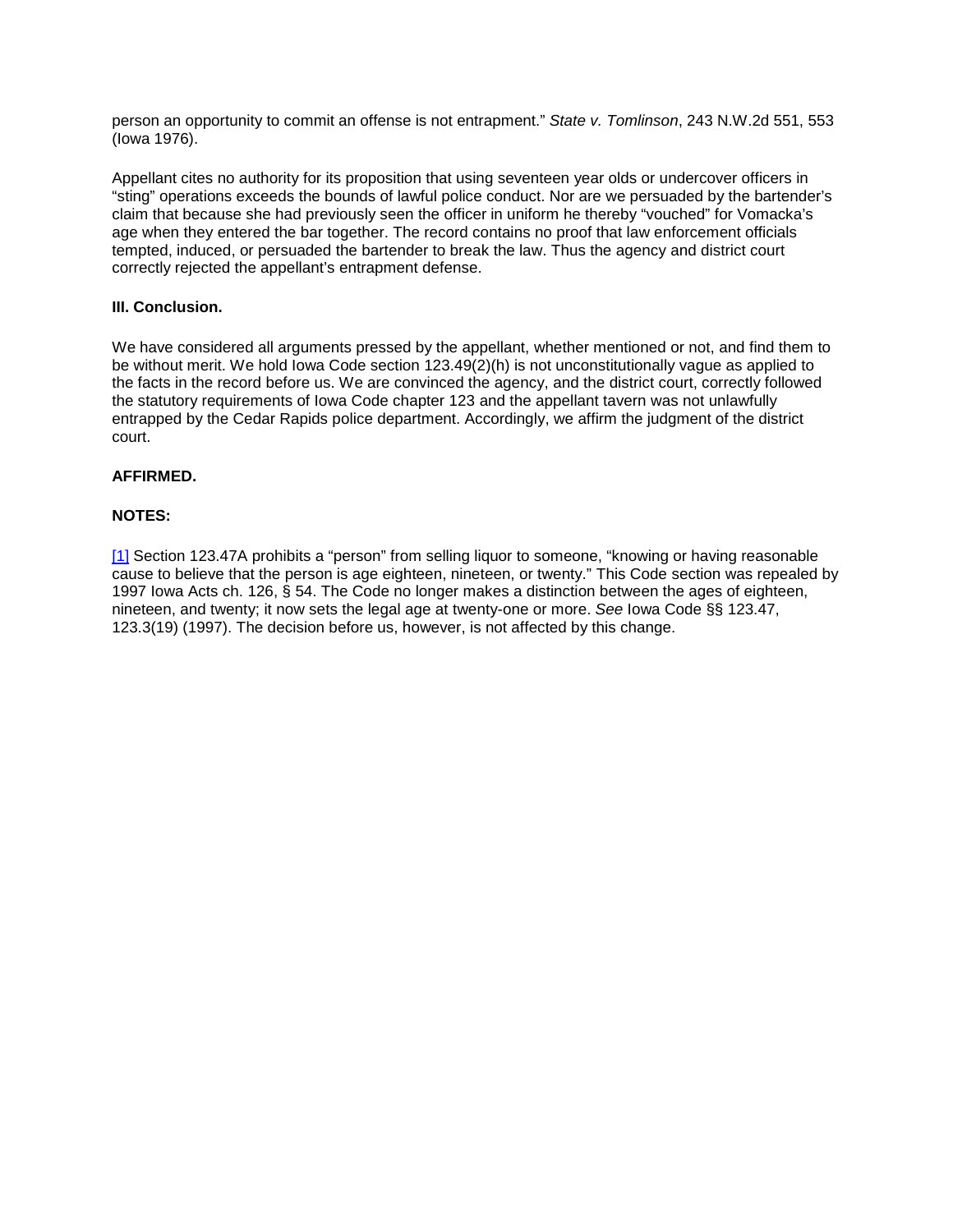person an opportunity to commit an offense is not entrapment." *State v. Tomlinson*, 243 N.W.2d 551, 553 (Iowa 1976).

Appellant cites no authority for its proposition that using seventeen year olds or undercover officers in "sting" operations exceeds the bounds of lawful police conduct. Nor are we persuaded by the bartender's claim that because she had previously seen the officer in uniform he thereby "vouched" for Vomacka's age when they entered the bar together. The record contains no proof that law enforcement officials tempted, induced, or persuaded the bartender to break the law. Thus the agency and district court correctly rejected the appellant's entrapment defense.

**III. Conclusion.**

We have considered all arguments pressed by the appellant, whether mentioned or not, and find them to be without merit. We hold Iowa Code section 123.49(2)(h) is not unconstitutionally vague as applied to the facts in the record before us. We are convinced the agency, and the district court, correctly followed the statutory requirements of Iowa Code chapter 123 and the appellant tavern was not unlawfully entrapped by the Cedar Rapids police department. Accordingly, we affirm the judgment of the district court.

**AFFIRMED.**

**NOTES:**

[1] Section 123.47A prohibits a "person" from selling liquor to someone, "knowing or having reasonable cause to believe that the person is age eighteen, nineteen, or twenty." This Code section was repealed by 1997 Iowa Acts ch. 126, § 54. The Code no longer makes a distinction between the ages of eighteen, nineteen, and twenty; it now sets the legal age at twenty-one or more. *See* Iowa Code §§ 123.47, 123.3(19) (1997). The decision before us, however, is not affected by this change.